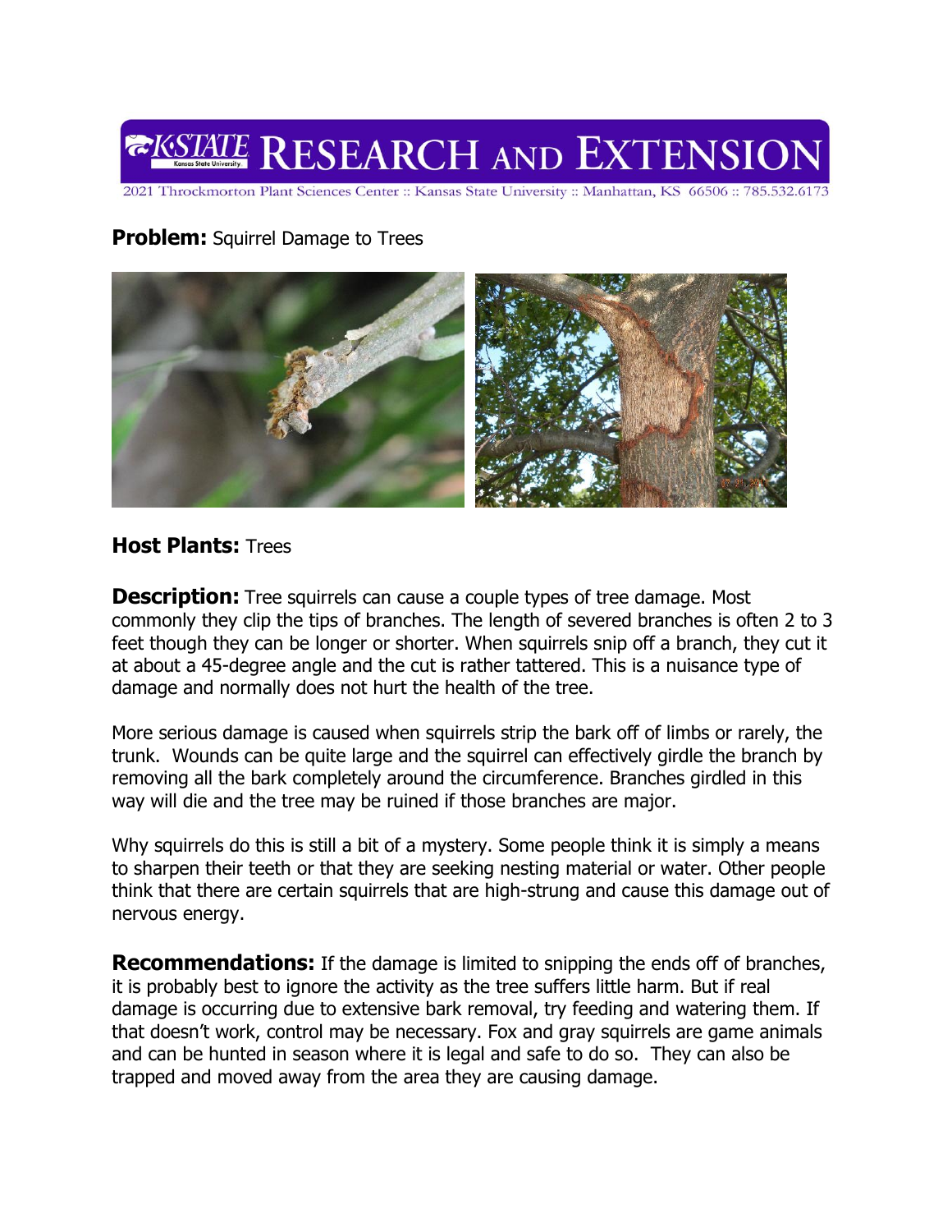K-STATE RESEARCH AND EXTENSION

2021 Throckmorton Plant Sciences Center :: Kansas State University :: Manhattan, KS 66506 :: 785.532.6173

**Problem:** Squirrel Damage to Trees

**Host Plants:** Trees

**Description:** Tree squirrels can cause a couple types of tree damage. Most commonly they clip the tips of branches. The length of severed branches is often 2 to 3 feet though they can be longer or shorter. When squirrels snip off a branch, they cut it at about a 45-degree angle and the cut is rather tattered. This is a nuisance type of damage and normally does not hurt the health of the tree.

More serious damage is caused when squirrels strip the bark off of limbs or rarely, the trunk. Wounds can be quite large and the squirrel can effectively girdle the branch by removing all the bark completely around the circumference. Branches girdled in this way will die and the tree may be ruined if those branches are major.

Why squirrels do this is still a bit of a mystery. Some people think it is simply a means to sharpen their teeth or that they are seeking nesting material or water. Other people think that there are certain squirrels that are high-strung and cause this damage out of nervous energy.

**Recommendations:** If the damage is limited to snipping the ends off of branches, it is probably best to ignore the activity as the tree suffers little harm. But if real damage is occurring due to extensive bark removal, try feeding and watering them. If that doesn't work, control may be necessary. Fox and gray squirrels are game animals and can be hunted in season where it is legal and safe to do so. They can also be trapped and moved away from the area they are causing damage.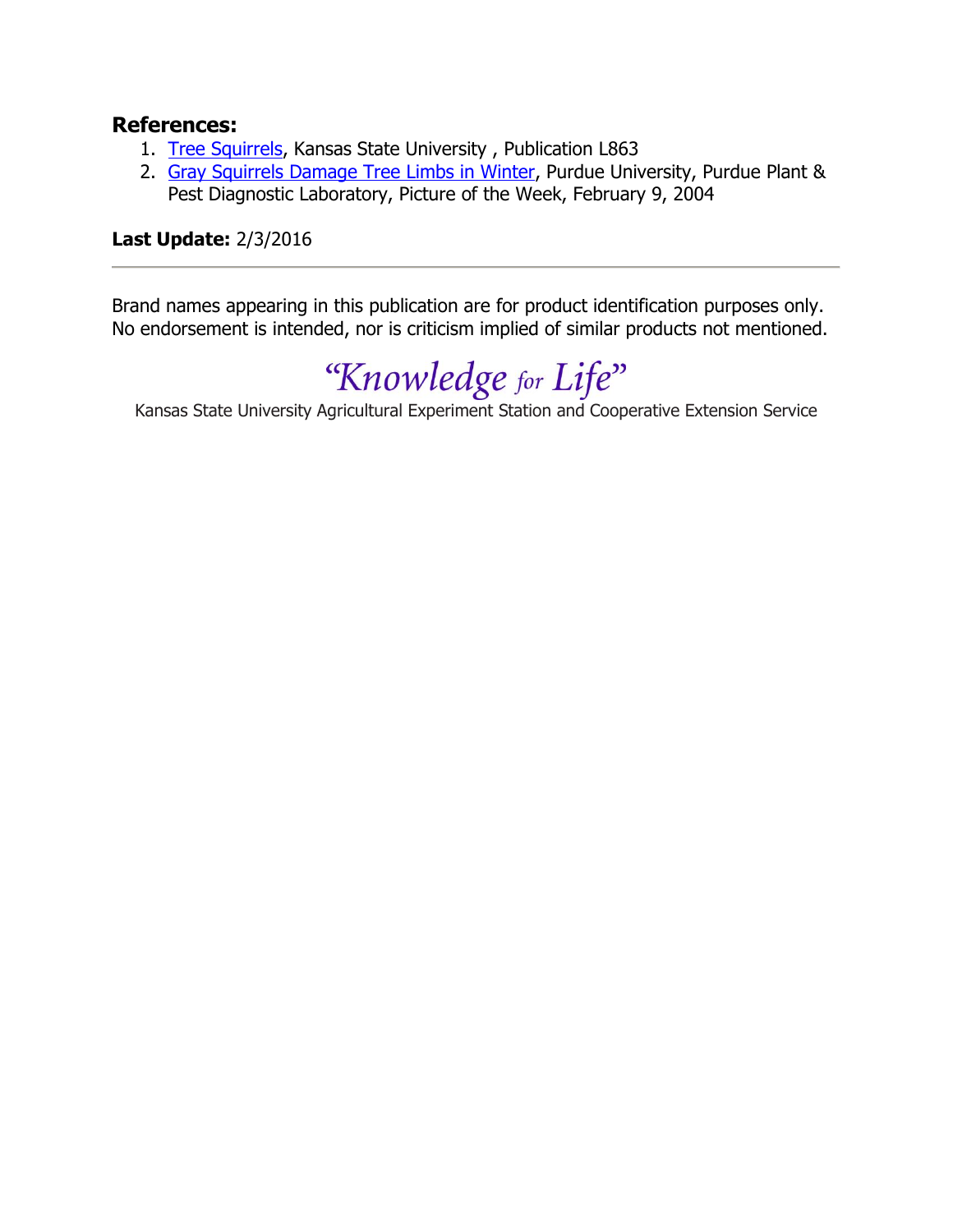### References:

1. Tree Squirrels, Kansas State University , Publication L863
2. Gray Squirrels Damage Tree Limbs in Winter, Purdue University, Purdue Plant & Pest Diagnostic Laboratory, Picture of the Week, February 9, 2004

**Last Update:** 2/3/2016

---

Brand names appearing in this publication are for product identification purposes only. No endorsement is intended, nor is criticism implied of similar products not mentioned.

*"Knowledge for Life"*

Kansas State University Agricultural Experiment Station and Cooperative Extension Service